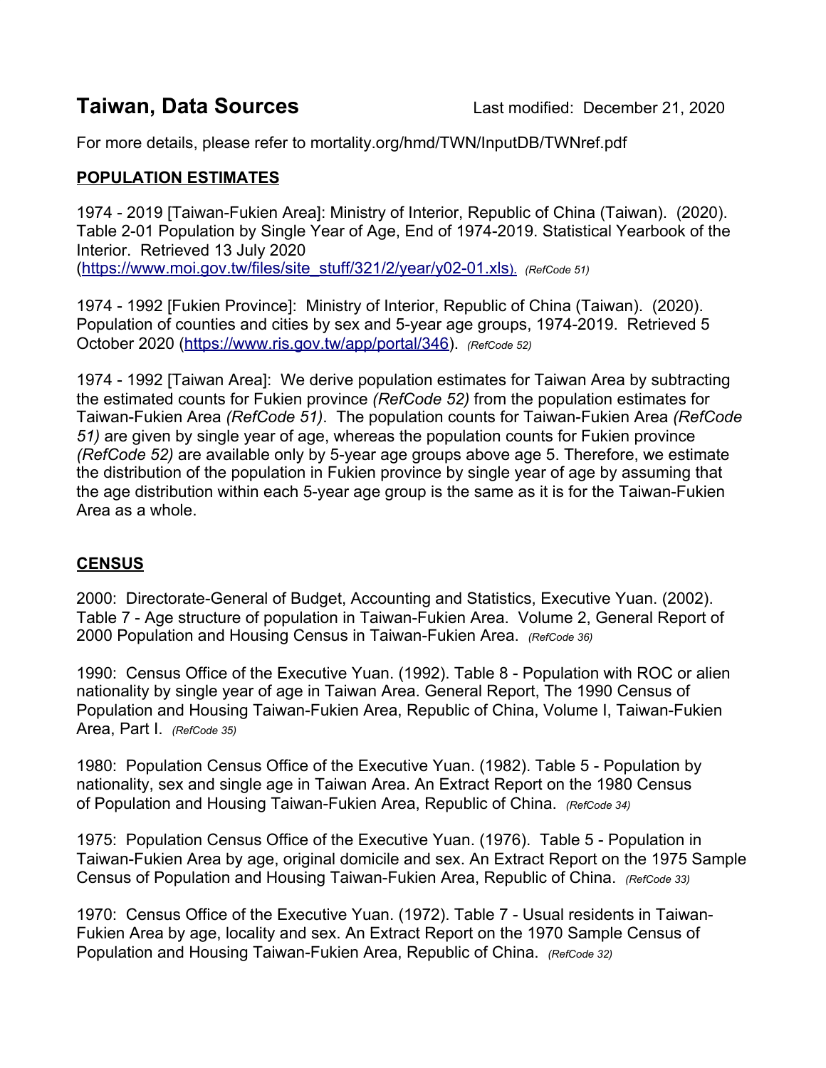# Taiwan, Data Sources

Last modified: December 21, 2020

For more details, please refer to mortality.org/hmd/TWN/InputDB/TWNref.pdf

## POPULATION ESTIMATES

1974 - 2019 [Taiwan-Fukien Area]: Ministry of Interior, Republic of China (Taiwan). (2020). Table 2-01 Population by Single Year of Age, End of 1974-2019. Statistical Yearbook of the Interior. Retrieved 13 July 2020 ([https://www.moi.gov.tw/files/site_stuff/321/2/year/y02-01.xls](https://www.moi.gov.tw/files/site_stuff/321/2/year/y02-01.xls)). *(RefCode 51)*

1974 - 1992 [Fukien Province]: Ministry of Interior, Republic of China (Taiwan). (2020). Population of counties and cities by sex and 5-year age groups, 1974-2019. Retrieved 5 October 2020 ([https://www.ris.gov.tw/app/portal/346](https://www.ris.gov.tw/app/portal/346)). *(RefCode 52)*

1974 - 1992 [Taiwan Area]: We derive population estimates for Taiwan Area by subtracting the estimated counts for Fukien province *(RefCode 52)* from the population estimates for Taiwan-Fukien Area *(RefCode 51)*. The population counts for Taiwan-Fukien Area *(RefCode 51)* are given by single year of age, whereas the population counts for Fukien province *(RefCode 52)* are available only by 5-year age groups above age 5. Therefore, we estimate the distribution of the population in Fukien province by single year of age by assuming that the age distribution within each 5-year age group is the same as it is for the Taiwan-Fukien Area as a whole.

## CENSUS

2000: Directorate-General of Budget, Accounting and Statistics, Executive Yuan. (2002). Table 7 - Age structure of population in Taiwan-Fukien Area. Volume 2, General Report of 2000 Population and Housing Census in Taiwan-Fukien Area. *(RefCode 36)*

1990: Census Office of the Executive Yuan. (1992). Table 8 - Population with ROC or alien nationality by single year of age in Taiwan Area. General Report, The 1990 Census of Population and Housing Taiwan-Fukien Area, Republic of China, Volume I, Taiwan-Fukien Area, Part I. *(RefCode 35)*

1980: Population Census Office of the Executive Yuan. (1982). Table 5 - Population by nationality, sex and single age in Taiwan Area. An Extract Report on the 1980 Census of Population and Housing Taiwan-Fukien Area, Republic of China. *(RefCode 34)*

1975: Population Census Office of the Executive Yuan. (1976). Table 5 - Population in Taiwan-Fukien Area by age, original domicile and sex. An Extract Report on the 1975 Sample Census of Population and Housing Taiwan-Fukien Area, Republic of China. *(RefCode 33)*

1970: Census Office of the Executive Yuan. (1972). Table 7 - Usual residents in Taiwan-Fukien Area by age, locality and sex. An Extract Report on the 1970 Sample Census of Population and Housing Taiwan-Fukien Area, Republic of China. *(RefCode 32)*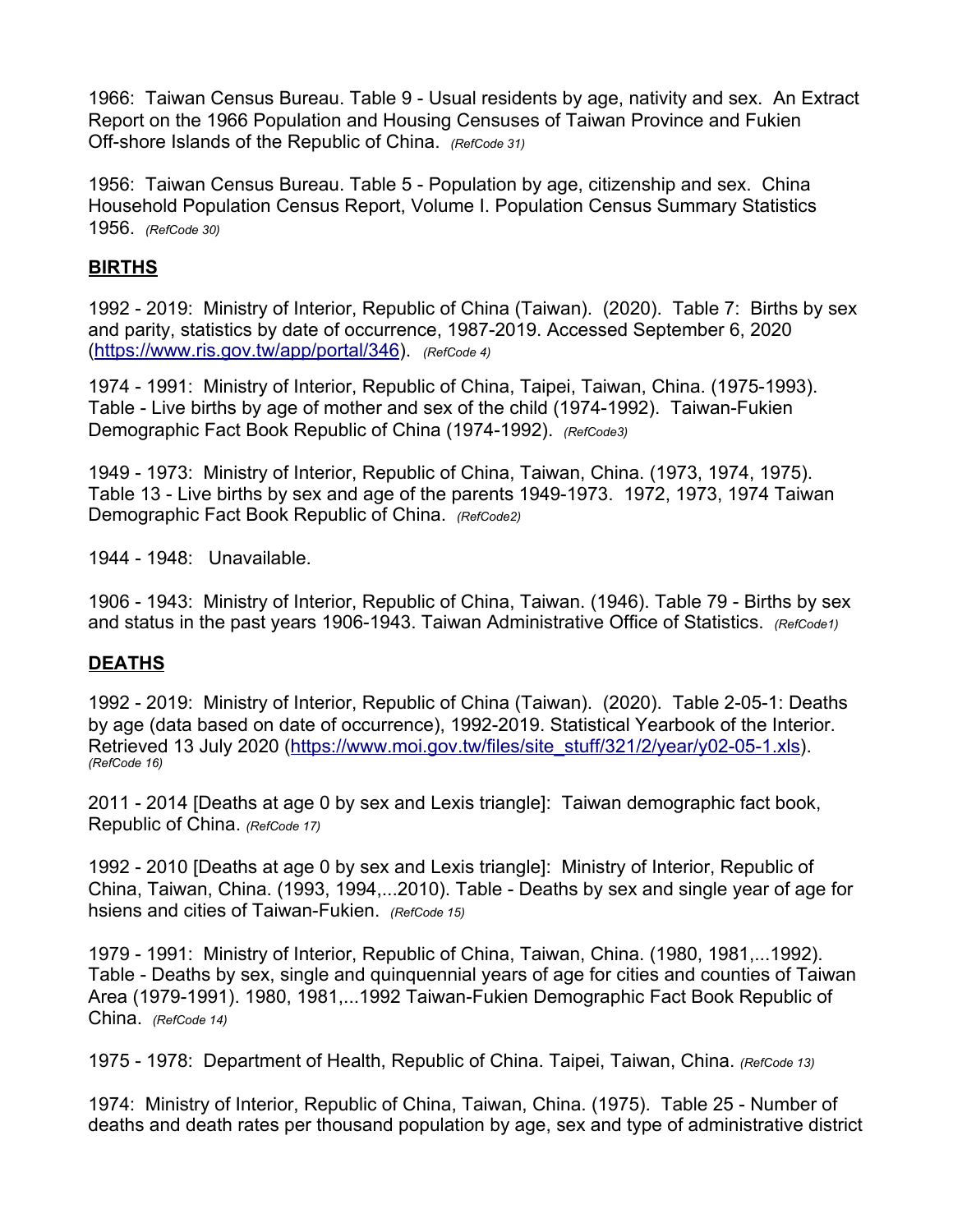1966: Taiwan Census Bureau. Table 9 - Usual residents by age, nativity and sex. An Extract Report on the 1966 Population and Housing Censuses of Taiwan Province and Fukien Off-shore Islands of the Republic of China. *(RefCode 31)*

1956: Taiwan Census Bureau. Table 5 - Population by age, citizenship and sex. China Household Population Census Report, Volume I. Population Census Summary Statistics 1956. *(RefCode 30)*

## BIRTHS

1992 - 2019: Ministry of Interior, Republic of China (Taiwan). (2020). Table 7: Births by sex and parity, statistics by date of occurrence, 1987-2019. Accessed September 6, 2020 (https://www.ris.gov.tw/app/portal/346). *(RefCode 4)*

1974 - 1991: Ministry of Interior, Republic of China, Taipei, Taiwan, China. (1975-1993). Table - Live births by age of mother and sex of the child (1974-1992). Taiwan-Fukien Demographic Fact Book Republic of China (1974-1992). *(RefCode3)*

1949 - 1973: Ministry of Interior, Republic of China, Taiwan, China. (1973, 1974, 1975). Table 13 - Live births by sex and age of the parents 1949-1973. 1972, 1973, 1974 Taiwan Demographic Fact Book Republic of China. *(RefCode2)*

1944 - 1948: Unavailable.

1906 - 1943: Ministry of Interior, Republic of China, Taiwan. (1946). Table 79 - Births by sex and status in the past years 1906-1943. Taiwan Administrative Office of Statistics. *(RefCode1)*

## DEATHS

1992 - 2019: Ministry of Interior, Republic of China (Taiwan). (2020). Table 2-05-1: Deaths by age (data based on date of occurrence), 1992-2019. Statistical Yearbook of the Interior. Retrieved 13 July 2020 (https://www.moi.gov.tw/files/site_stuff/321/2/year/y02-05-1.xls). *(RefCode 16)*

2011 - 2014 [Deaths at age 0 by sex and Lexis triangle]: Taiwan demographic fact book, Republic of China. *(RefCode 17)*

1992 - 2010 [Deaths at age 0 by sex and Lexis triangle]: Ministry of Interior, Republic of China, Taiwan, China. (1993, 1994,...2010). Table - Deaths by sex and single year of age for hsiens and cities of Taiwan-Fukien. *(RefCode 15)*

1979 - 1991: Ministry of Interior, Republic of China, Taiwan, China. (1980, 1981,...1992). Table - Deaths by sex, single and quinquennial years of age for cities and counties of Taiwan Area (1979-1991). 1980, 1981,...1992 Taiwan-Fukien Demographic Fact Book Republic of China. *(RefCode 14)*

1975 - 1978: Department of Health, Republic of China. Taipei, Taiwan, China. *(RefCode 13)*

1974: Ministry of Interior, Republic of China, Taiwan, China. (1975). Table 25 - Number of deaths and death rates per thousand population by age, sex and type of administrative district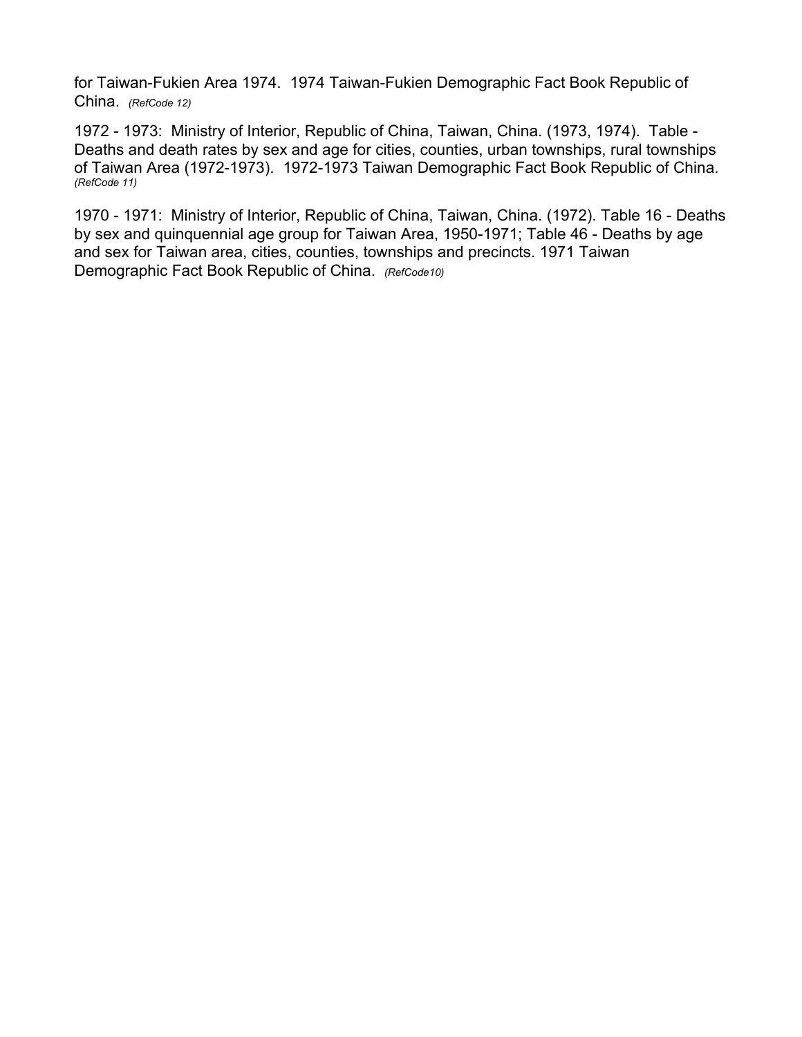for Taiwan-Fukien Area 1974. 1974 Taiwan-Fukien Demographic Fact Book Republic of China. *(RefCode 12)*

1972 - 1973: Ministry of Interior, Republic of China, Taiwan, China. (1973, 1974). Table - Deaths and death rates by sex and age for cities, counties, urban townships, rural townships of Taiwan Area (1972-1973). 1972-1973 Taiwan Demographic Fact Book Republic of China. *(RefCode 11)*

1970 - 1971: Ministry of Interior, Republic of China, Taiwan, China. (1972). Table 16 - Deaths by sex and quinquennial age group for Taiwan Area, 1950-1971; Table 46 - Deaths by age and sex for Taiwan area, cities, counties, townships and precincts. 1971 Taiwan Demographic Fact Book Republic of China. *(RefCode10)*